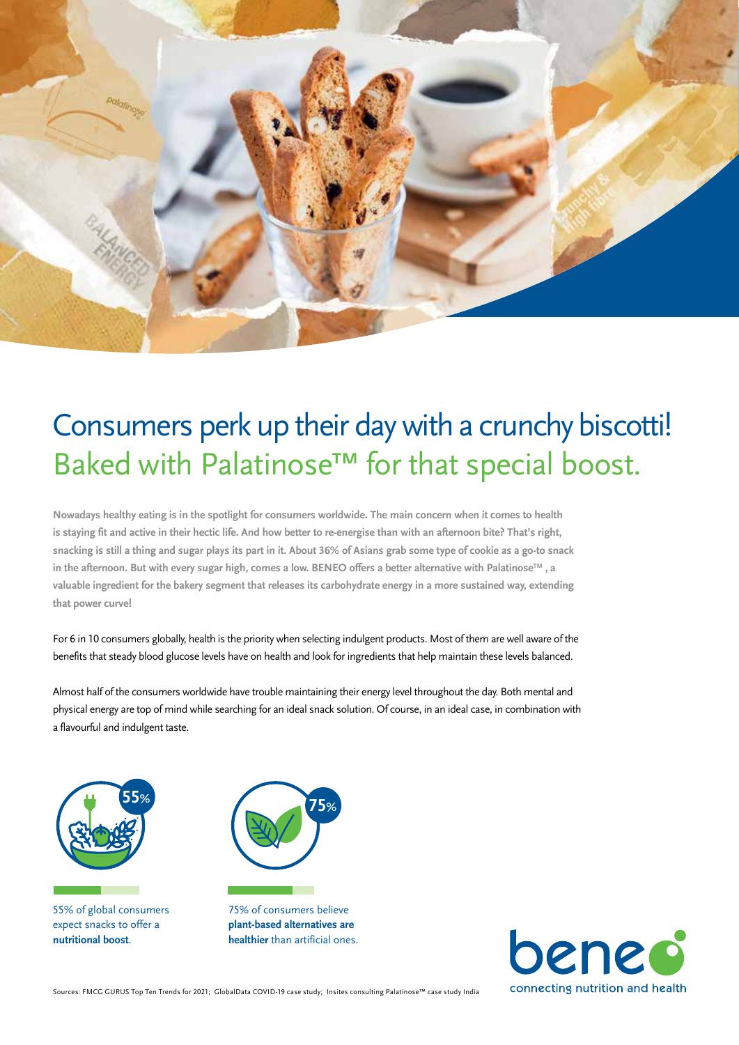# Consumers perk up their day with a crunchy biscotti!
## Baked with Palatinose™ for that special boost.

**Nowadays healthy eating is in the spotlight for consumers worldwide. The main concern when it comes to health is staying fit and active in their hectic life. And how better to re-energise than with an afternoon bite? That's right, snacking is still a thing and sugar plays its part in it. About 36% of Asians grab some type of cookie as a go-to snack in the afternoon. But with every sugar high, comes a low. BENEO offers a better alternative with Palatinose™, a valuable ingredient for the bakery segment that releases its carbohydrate energy in a more sustained way, extending that power curve!**

For 6 in 10 consumers globally, health is the priority when selecting indulgent products. Most of them are well aware of the benefits that steady blood glucose levels have on health and look for ingredients that help maintain these levels balanced.

Almost half of the consumers worldwide have trouble maintaining their energy level throughout the day. Both mental and physical energy are top of mind while searching for an ideal snack solution. Of course, in an ideal case, in combination with a flavourful and indulgent taste.

55%

55% of global consumers expect snacks to offer a **nutritional boost**.

75%

75% of consumers believe **plant-based alternatives are healthier** than artificial ones.

beneo
connecting nutrition and health

Sources: FMCG GURUS Top Ten Trends for 2021; GlobalData COVID-19 case study; Insites consulting Palatinose™ case study India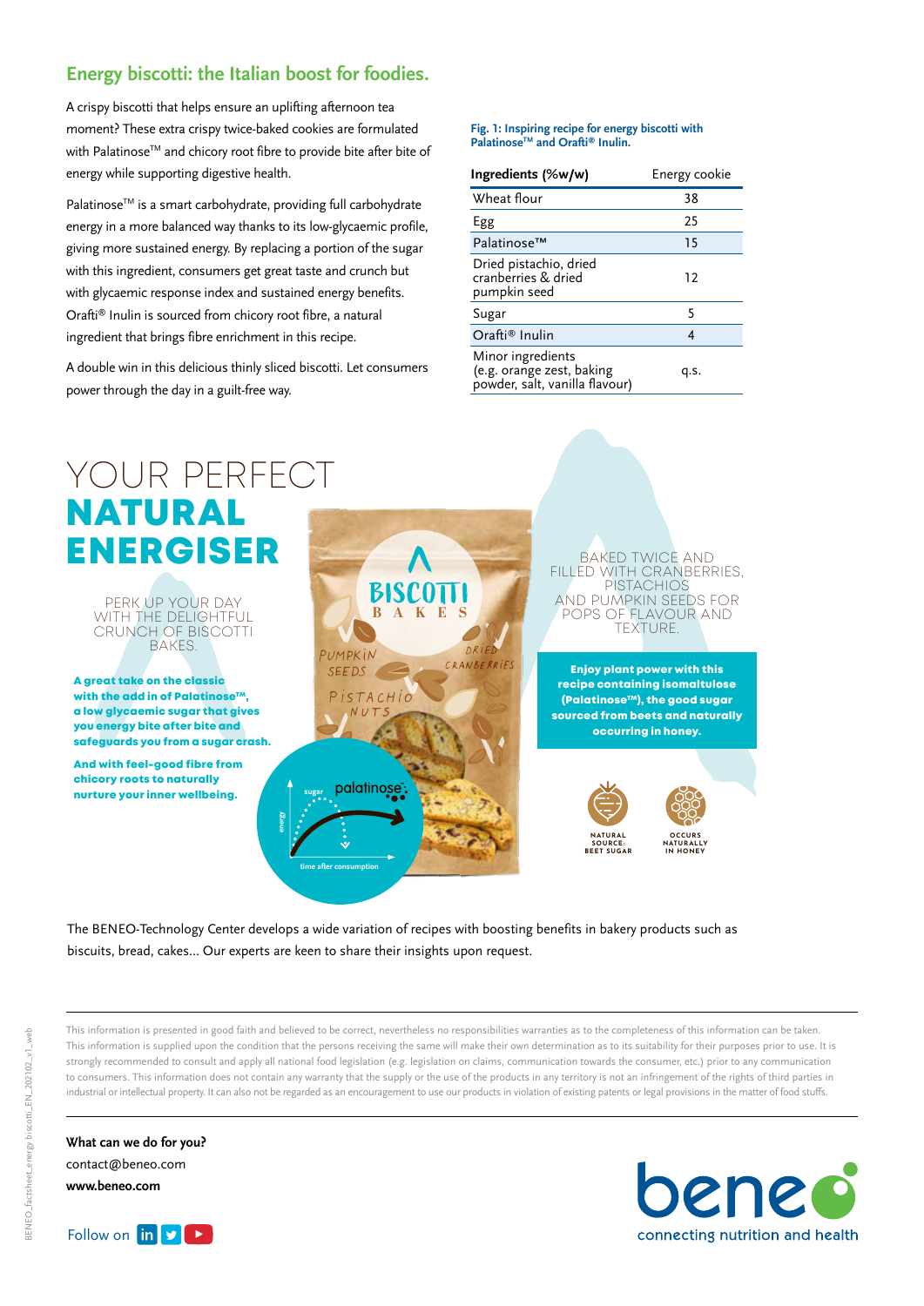## Energy biscotti: the Italian boost for foodies.

A crispy biscotti that helps ensure an uplifting afternoon tea moment? These extra crispy twice-baked cookies are formulated with Palatinose™ and chicory root fibre to provide bite after bite of energy while supporting digestive health.

Palatinose™ is a smart carbohydrate, providing full carbohydrate energy in a more balanced way thanks to its low-glycaemic profile, giving more sustained energy. By replacing a portion of the sugar with this ingredient, consumers get great taste and crunch but with glycaemic response index and sustained energy benefits. Orafti® Inulin is sourced from chicory root fibre, a natural ingredient that brings fibre enrichment in this recipe.

A double win in this delicious thinly sliced biscotti. Let consumers power through the day in a guilt-free way.

**Fig. 1: Inspiring recipe for energy biscotti with Palatinose™ and Orafti® Inulin.**

| Ingredients (%w/w) | Energy cookie |
|---|---|
| Wheat flour | 38 |
| Egg | 25 |
| Palatinose™ | 15 |
| Dried pistachio, dried cranberries & dried pumpkin seed | 12 |
| Sugar | 5 |
| Orafti® Inulin | 4 |
| Minor ingredients (e.g. orange zest, baking powder, salt, vanilla flavour) | q.s. |

# YOUR PERFECT **NATURAL ENERGISER**

PERK UP YOUR DAY WITH THE DELIGHTFUL CRUNCH OF BISCOTTI BAKES.

**A great take on the classic with the add in of Palatinose™, a low glycaemic sugar that gives you energy bite after bite and safeguards you from a sugar crash.**

**And with feel-good fibre from chicory roots to naturally nurture your inner wellbeing.**

BISCOTTI BAKES

PUMPKIN SEEDS

PISTACHIO NUTS

DRIED CRANBERRIES

sugar

palatinose

energy

time after consumption

BAKED TWICE AND FILLED WITH CRANBERRIES, PISTACHIOS AND PUMPKIN SEEDS FOR POPS OF FLAVOUR AND TEXTURE.

**Enjoy plant power with this recipe containing isomaltulose (Palatinose™), the good sugar sourced from beets and naturally occurring in honey.**

NATURAL SOURCE: BEET SUGAR

OCCURS NATURALLY IN HONEY

The BENEO-Technology Center develops a wide variation of recipes with boosting benefits in bakery products such as biscuits, bread, cakes... Our experts are keen to share their insights upon request.

This information is presented in good faith and believed to be correct, nevertheless no responsibilities warranties as to the completeness of this information can be taken. This information is supplied upon the condition that the persons receiving the same will make their own determination as to its suitability for their purposes prior to use. It is strongly recommended to consult and apply all national food legislation (e.g. legislation on claims, communication towards the consumer, etc.) prior to any communication to consumers. This information does not contain any warranty that the supply or the use of the products in any territory is not an infringement of the rights of third parties in industrial or intellectual property. It can also not be regarded as an encouragement to use our products in violation of existing patents or legal provisions in the matter of food stuffs.

**What can we do for you?**
contact@beneo.com
**www.beneo.com**

Follow on

beneo
connecting nutrition and health

BENEO_factsheet_energy biscotti_EN_202102_v1_web